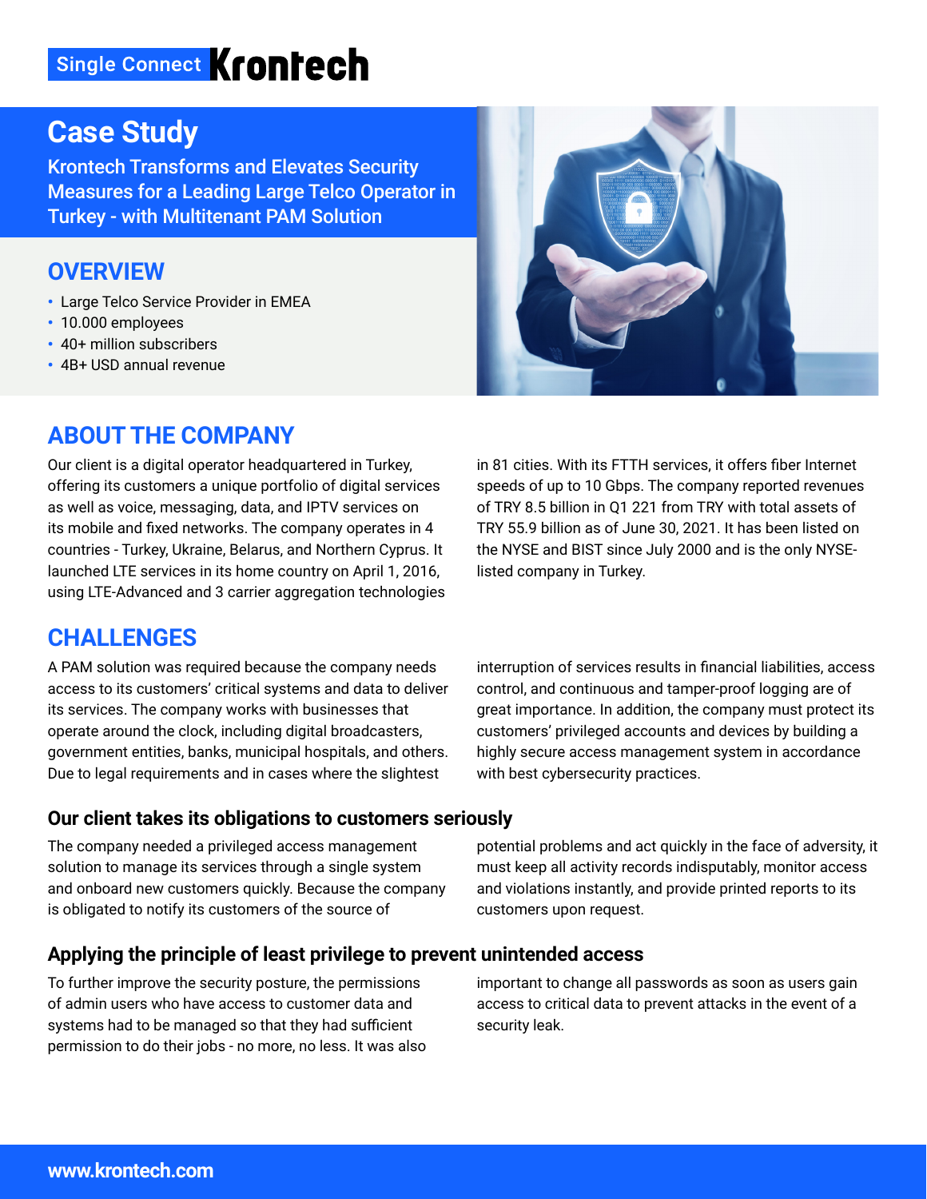Single Connect **Krontech**

# Case Study

## Krontech Transforms and Elevates Security Measures for a Leading Large Telco Operator in Turkey - with Multitenant PAM Solution

## OVERVIEW

- Large Telco Service Provider in EMEA
- 10.000 employees
- 40+ million subscribers
- 4B+ USD annual revenue

## ABOUT THE COMPANY

Our client is a digital operator headquartered in Turkey, offering its customers a unique portfolio of digital services as well as voice, messaging, data, and IPTV services on its mobile and fixed networks. The company operates in 4 countries - Turkey, Ukraine, Belarus, and Northern Cyprus. It launched LTE services in its home country on April 1, 2016, using LTE-Advanced and 3 carrier aggregation technologies in 81 cities. With its FTTH services, it offers fiber Internet speeds of up to 10 Gbps. The company reported revenues of TRY 8.5 billion in Q1 221 from TRY with total assets of TRY 55.9 billion as of June 30, 2021. It has been listed on the NYSE and BIST since July 2000 and is the only NYSE-listed company in Turkey.

## CHALLENGES

A PAM solution was required because the company needs access to its customers' critical systems and data to deliver its services. The company works with businesses that operate around the clock, including digital broadcasters, government entities, banks, municipal hospitals, and others. Due to legal requirements and in cases where the slightest interruption of services results in financial liabilities, access control, and continuous and tamper-proof logging are of great importance. In addition, the company must protect its customers' privileged accounts and devices by building a highly secure access management system in accordance with best cybersecurity practices.

### Our client takes its obligations to customers seriously

The company needed a privileged access management solution to manage its services through a single system and onboard new customers quickly. Because the company is obligated to notify its customers of the source of potential problems and act quickly in the face of adversity, it must keep all activity records indisputably, monitor access and violations instantly, and provide printed reports to its customers upon request.

### Applying the principle of least privilege to prevent unintended access

To further improve the security posture, the permissions of admin users who have access to customer data and systems had to be managed so that they had sufficient permission to do their jobs - no more, no less. It was also important to change all passwords as soon as users gain access to critical data to prevent attacks in the event of a security leak.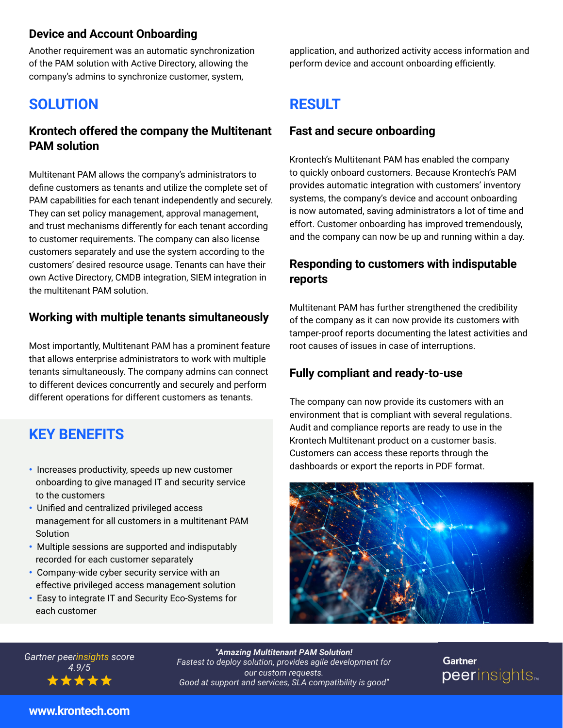### Device and Account Onboarding

Another requirement was an automatic synchronization of the PAM solution with Active Directory, allowing the company's admins to synchronize customer, system, application, and authorized activity access information and perform device and account onboarding efficiently.

## SOLUTION

### Krontech offered the company the Multitenant PAM solution

Multitenant PAM allows the company's administrators to define customers as tenants and utilize the complete set of PAM capabilities for each tenant independently and securely. They can set policy management, approval management, and trust mechanisms differently for each tenant according to customer requirements. The company can also license customers separately and use the system according to the customers' desired resource usage. Tenants can have their own Active Directory, CMDB integration, SIEM integration in the multitenant PAM solution.

### Working with multiple tenants simultaneously

Most importantly, Multitenant PAM has a prominent feature that allows enterprise administrators to work with multiple tenants simultaneously. The company admins can connect to different devices concurrently and securely and perform different operations for different customers as tenants.

## KEY BENEFITS

- Increases productivity, speeds up new customer onboarding to give managed IT and security service to the customers
- Unified and centralized privileged access management for all customers in a multitenant PAM Solution
- Multiple sessions are supported and indisputably recorded for each customer separately
- Company-wide cyber security service with an effective privileged access management solution
- Easy to integrate IT and Security Eco-Systems for each customer

## RESULT

### Fast and secure onboarding

Krontech's Multitenant PAM has enabled the company to quickly onboard customers. Because Krontech's PAM provides automatic integration with customers' inventory systems, the company's device and account onboarding is now automated, saving administrators a lot of time and effort. Customer onboarding has improved tremendously, and the company can now be up and running within a day.

### Responding to customers with indisputable reports

Multitenant PAM has further strengthened the credibility of the company as it can now provide its customers with tamper-proof reports documenting the latest activities and root causes of issues in case of interruptions.

### Fully compliant and ready-to-use

The company can now provide its customers with an environment that is compliant with several regulations. Audit and compliance reports are ready to use in the Krontech Multitenant product on a customer basis. Customers can access these reports through the dashboards or export the reports in PDF format.

*Gartner peerinsights score 4.9/5* ★★★★★

*"Amazing Multitenant PAM Solution! Fastest to deploy solution, provides agile development for our custom requests. Good at support and services, SLA compatibility is good"*

Gartner peerinsights™

**www.krontech.com**